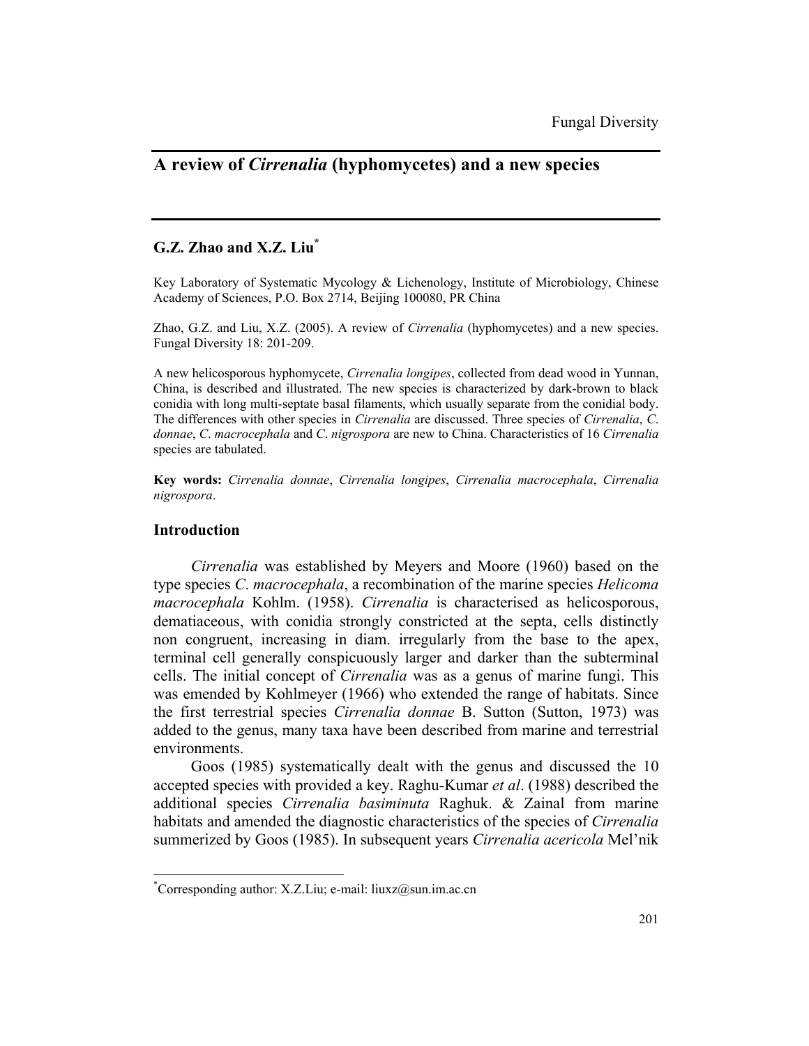# A review of *Cirrenalia* (hyphomycetes) and a new species

## G.Z. Zhao and X.Z. Liu[*]

Key Laboratory of Systematic Mycology & Lichenology, Institute of Microbiology, Chinese Academy of Sciences, P.O. Box 2714, Beijing 100080, PR China

Zhao, G.Z. and Liu, X.Z. (2005). A review of *Cirrenalia* (hyphomycetes) and a new species. Fungal Diversity 18: 201-209.

A new helicosporous hyphomycete, *Cirrenalia longipes*, collected from dead wood in Yunnan, China, is described and illustrated. The new species is characterized by dark-brown to black conidia with long multi-septate basal filaments, which usually separate from the conidial body. The differences with other species in *Cirrenalia* are discussed. Three species of *Cirrenalia*, *C. donnae*, *C. macrocephala* and *C. nigrospora* are new to China. Characteristics of 16 *Cirrenalia* species are tabulated.

**Key words:** *Cirrenalia donnae*, *Cirrenalia longipes*, *Cirrenalia macrocephala*, *Cirrenalia nigrospora*.

## Introduction

*Cirrenalia* was established by Meyers and Moore (1960) based on the type species *C. macrocephala*, a recombination of the marine species *Helicoma macrocephala* Kohlm. (1958). *Cirrenalia* is characterised as helicosporous, dematiaceous, with conidia strongly constricted at the septa, cells distinctly non congruent, increasing in diam. irregularly from the base to the apex, terminal cell generally conspicuously larger and darker than the subterminal cells. The initial concept of *Cirrenalia* was as a genus of marine fungi. This was emended by Kohlmeyer (1966) who extended the range of habitats. Since the first terrestrial species *Cirrenalia donnae* B. Sutton (Sutton, 1973) was added to the genus, many taxa have been described from marine and terrestrial environments.

Goos (1985) systematically dealt with the genus and discussed the 10 accepted species with provided a key. Raghu-Kumar *et al*. (1988) described the additional species *Cirrenalia basiminuta* Raghuk. & Zainal from marine habitats and amended the diagnostic characteristics of the species of *Cirrenalia* summerized by Goos (1985). In subsequent years *Cirrenalia acericola* Mel'nik

---

[*]Corresponding author: X.Z.Liu; e-mail: liuxz@sun.im.ac.cn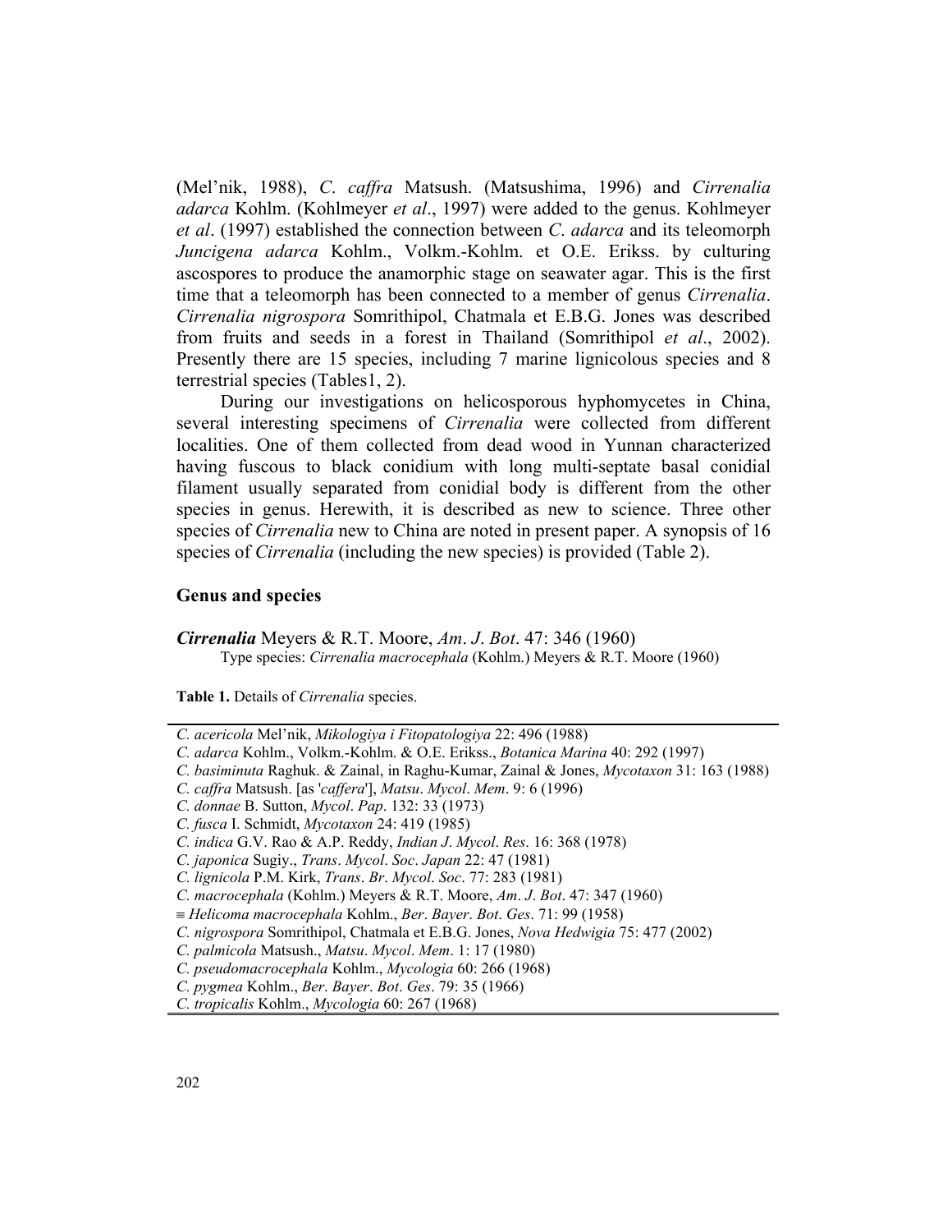(Mel'nik, 1988), *C. caffra* Matsush. (Matsushima, 1996) and *Cirrenalia adarca* Kohlm. (Kohlmeyer *et al*., 1997) were added to the genus. Kohlmeyer *et al*. (1997) established the connection between *C. adarca* and its teleomorph *Juncigena adarca* Kohlm., Volkm.-Kohlm. et O.E. Erikss. by culturing ascospores to produce the anamorphic stage on seawater agar. This is the first time that a teleomorph has been connected to a member of genus *Cirrenalia*. *Cirrenalia nigrospora* Somrithipol, Chatmala et E.B.G. Jones was described from fruits and seeds in a forest in Thailand (Somrithipol *et al*., 2002). Presently there are 15 species, including 7 marine lignicolous species and 8 terrestrial species (Tables1, 2).

During our investigations on helicosporous hyphomycetes in China, several interesting specimens of *Cirrenalia* were collected from different localities. One of them collected from dead wood in Yunnan characterized having fuscous to black conidium with long multi-septate basal conidial filament usually separated from conidial body is different from the other species in genus. Herewith, it is described as new to science. Three other species of *Cirrenalia* new to China are noted in present paper. A synopsis of 16 species of *Cirrenalia* (including the new species) is provided (Table 2).

## Genus and species

***Cirrenalia*** Meyers & R.T. Moore, *Am. J. Bot*. 47: 346 (1960)

Type species: *Cirrenalia macrocephala* (Kohlm.) Meyers & R.T. Moore (1960)

**Table 1.** Details of *Cirrenalia* species.

| |
|---|
| *C. acericola* Mel'nik, *Mikologiya i Fitopatologiya* 22: 496 (1988) |
| *C. adarca* Kohlm., Volkm.-Kohlm. & O.E. Erikss., *Botanica Marina* 40: 292 (1997) |
| *C. basiminuta* Raghuk. & Zainal, in Raghu-Kumar, Zainal & Jones, *Mycotaxon* 31: 163 (1988) |
| *C. caffra* Matsush. [as '*caffera*'], *Matsu. Mycol. Mem*. 9: 6 (1996) |
| *C. donnae* B. Sutton, *Mycol. Pap*. 132: 33 (1973) |
| *C. fusca* I. Schmidt, *Mycotaxon* 24: 419 (1985) |
| *C. indica* G.V. Rao & A.P. Reddy, *Indian J. Mycol. Res*. 16: 368 (1978) |
| *C. japonica* Sugiy., *Trans. Mycol. Soc. Japan* 22: 47 (1981) |
| *C. lignicola* P.M. Kirk, *Trans. Br. Mycol. Soc*. 77: 283 (1981) |
| *C. macrocephala* (Kohlm.) Meyers & R.T. Moore, *Am. J. Bot*. 47: 347 (1960) |
| ≡ *Helicoma macrocephala* Kohlm., *Ber. Bayer. Bot. Ges*. 71: 99 (1958) |
| *C. nigrospora* Somrithipol, Chatmala et E.B.G. Jones, *Nova Hedwigia* 75: 477 (2002) |
| *C. palmicola* Matsush., *Matsu. Mycol. Mem*. 1: 17 (1980) |
| *C. pseudomacrocephala* Kohlm., *Mycologia* 60: 266 (1968) |
| *C. pygmea* Kohlm., *Ber. Bayer. Bot. Ges*. 79: 35 (1966) |
| *C. tropicalis* Kohlm., *Mycologia* 60: 267 (1968) |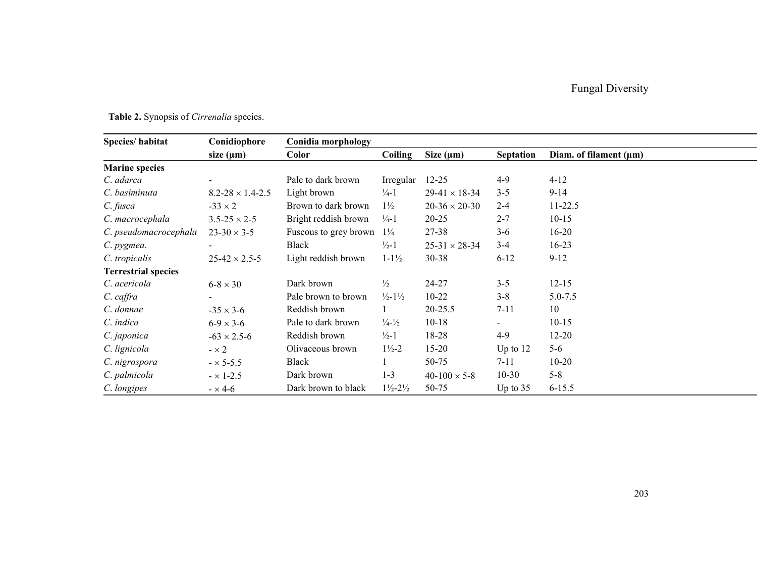**Table 2.** Synopsis of *Cirrenalia* species.

| Species/ habitat | Conidiophore size (µm) | Conidia morphology | | | | |
|---|---|---|---|---|---|---|
| | | Color | Coiling | Size (µm) | Septation | Diam. of filament (µm) |
| **Marine species** | | | | | | |
| *C. adarca* | - | Pale to dark brown | Irregular | 12-25 | 4-9 | 4-12 |
| *C. basiminuta* | 8.2-28 × 1.4-2.5 | Light brown | ¼-1 | 29-41 × 18-34 | 3-5 | 9-14 |
| *C. fusca* | -33 × 2 | Brown to dark brown | 1½ | 20-36 × 20-30 | 2-4 | 11-22.5 |
| *C. macrocephala* | 3.5-25 × 2-5 | Bright reddish brown | ¼-1 | 20-25 | 2-7 | 10-15 |
| *C. pseudomacrocephala* | 23-30 × 3-5 | Fuscous to grey brown | 1¼ | 27-38 | 3-6 | 16-20 |
| *C. pygmea*. | - | Black | ½-1 | 25-31 × 28-34 | 3-4 | 16-23 |
| *C. tropicalis* | 25-42 × 2.5-5 | Light reddish brown | 1-1½ | 30-38 | 6-12 | 9-12 |
| **Terrestrial species** | | | | | | |
| *C. acericola* | 6-8 × 30 | Dark brown | ½ | 24-27 | 3-5 | 12-15 |
| *C. caffra* | - | Pale brown to brown | ½-1½ | 10-22 | 3-8 | 5.0-7.5 |
| *C. donnae* | -35 × 3-6 | Reddish brown | 1 | 20-25.5 | 7-11 | 10 |
| *C. indica* | 6-9 × 3-6 | Pale to dark brown | ¼-½ | 10-18 | - | 10-15 |
| *C. japonica* | -63 × 2.5-6 | Reddish brown | ½-1 | 18-28 | 4-9 | 12-20 |
| *C. lignicola* | - × 2 | Olivaceous brown | 1½-2 | 15-20 | Up to 12 | 5-6 |
| *C. nigrospora* | - × 5-5.5 | Black | 1 | 50-75 | 7-11 | 10-20 |
| *C. palmicola* | - × 1-2.5 | Dark brown | 1-3 | 40-100 × 5-8 | 10-30 | 5-8 |
| *C. longipes* | - × 4-6 | Dark brown to black | 1½-2½ | 50-75 | Up to 35 | 6-15.5 |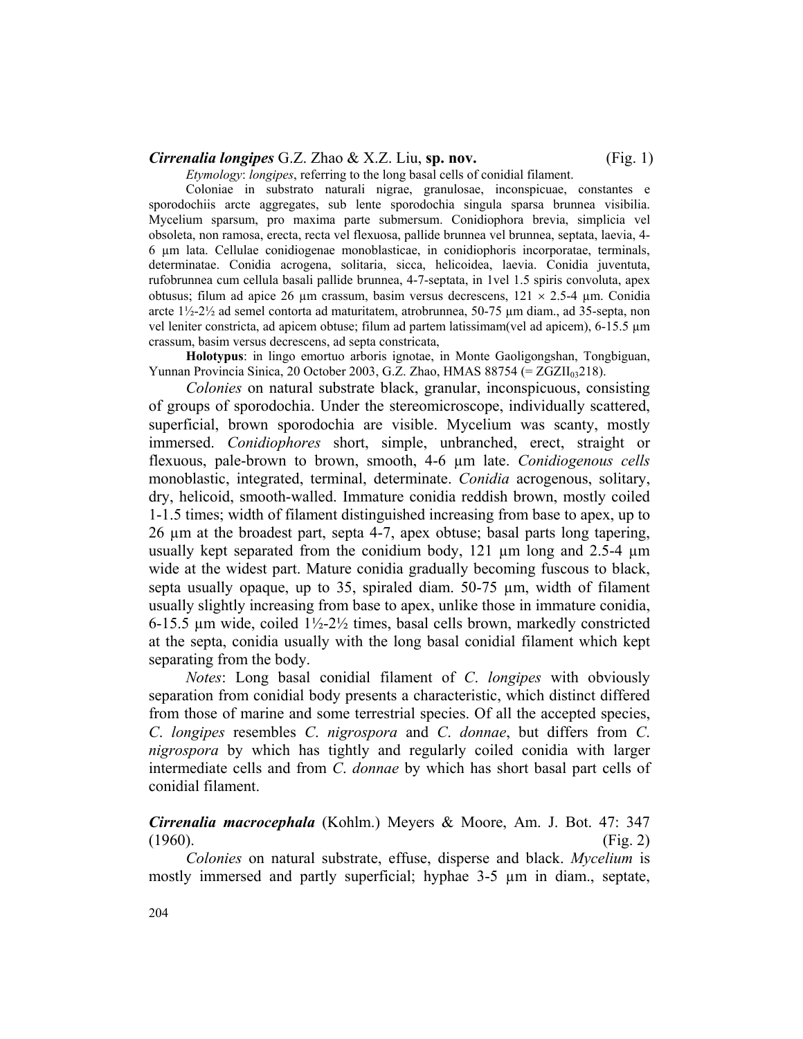***Cirrenalia longipes*** G.Z. Zhao & X.Z. Liu, **sp. nov.** (Fig. 1)

*Etymology*: *longipes*, referring to the long basal cells of conidial filament.

Coloniae in substrato naturali nigrae, granulosae, inconspicuae, constantes e sporodochiis arcte aggregates, sub lente sporodochia singula sparsa brunnea visibilia. Mycelium sparsum, pro maxima parte submersum. Conidiophora brevia, simplicia vel obsoleta, non ramosa, erecta, recta vel flexuosa, pallide brunnea vel brunnea, septata, laevia, 4-6 µm lata. Cellulae conidiogenae monoblasticae, in conidiophoris incorporatae, terminals, determinatae. Conidia acrogena, solitaria, sicca, helicoidea, laevia. Conidia juventuta, rufobrunnea cum cellula basali pallide brunnea, 4-7-septata, in 1vel 1.5 spiris convoluta, apex obtusus; filum ad apice 26 µm crassum, basim versus decrescens, 121 × 2.5-4 µm. Conidia arcte 1½-2½ ad semel contorta ad maturitatem, atrobrunnea, 50-75 µm diam., ad 35-septa, non vel leniter constricta, ad apicem obtuse; filum ad partem latissimam(vel ad apicem), 6-15.5 µm crassum, basim versus decrescens, ad septa constricata,

**Holotypus**: in lingo emortuo arboris ignotae, in Monte Gaoligongshan, Tongbiguan, Yunnan Provincia Sinica, 20 October 2003, G.Z. Zhao, HMAS 88754 (= $ZGZII_{03}218$).

*Colonies* on natural substrate black, granular, inconspicuous, consisting of groups of sporodochia. Under the stereomicroscope, individually scattered, superficial, brown sporodochia are visible. Mycelium was scanty, mostly immersed. *Conidiophores* short, simple, unbranched, erect, straight or flexuous, pale-brown to brown, smooth, 4-6 µm late. *Conidiogenous cells* monoblastic, integrated, terminal, determinate. *Conidia* acrogenous, solitary, dry, helicoid, smooth-walled. Immature conidia reddish brown, mostly coiled 1-1.5 times; width of filament distinguished increasing from base to apex, up to 26 µm at the broadest part, septa 4-7, apex obtuse; basal parts long tapering, usually kept separated from the conidium body, 121 µm long and 2.5-4 µm wide at the widest part. Mature conidia gradually becoming fuscous to black, septa usually opaque, up to 35, spiraled diam. 50-75 µm, width of filament usually slightly increasing from base to apex, unlike those in immature conidia, 6-15.5 µm wide, coiled 1½-2½ times, basal cells brown, markedly constricted at the septa, conidia usually with the long basal conidial filament which kept separating from the body.

*Notes*: Long basal conidial filament of *C. longipes* with obviously separation from conidial body presents a characteristic, which distinct differed from those of marine and some terrestrial species. Of all the accepted species, *C. longipes* resembles *C. nigrospora* and *C. donnae*, but differs from *C. nigrospora* by which has tightly and regularly coiled conidia with larger intermediate cells and from *C. donnae* by which has short basal part cells of conidial filament.

***Cirrenalia macrocephala*** (Kohlm.) Meyers & Moore, Am. J. Bot. 47: 347 (1960). (Fig. 2)

*Colonies* on natural substrate, effuse, disperse and black. *Mycelium* is mostly immersed and partly superficial; hyphae 3-5 µm in diam., septate,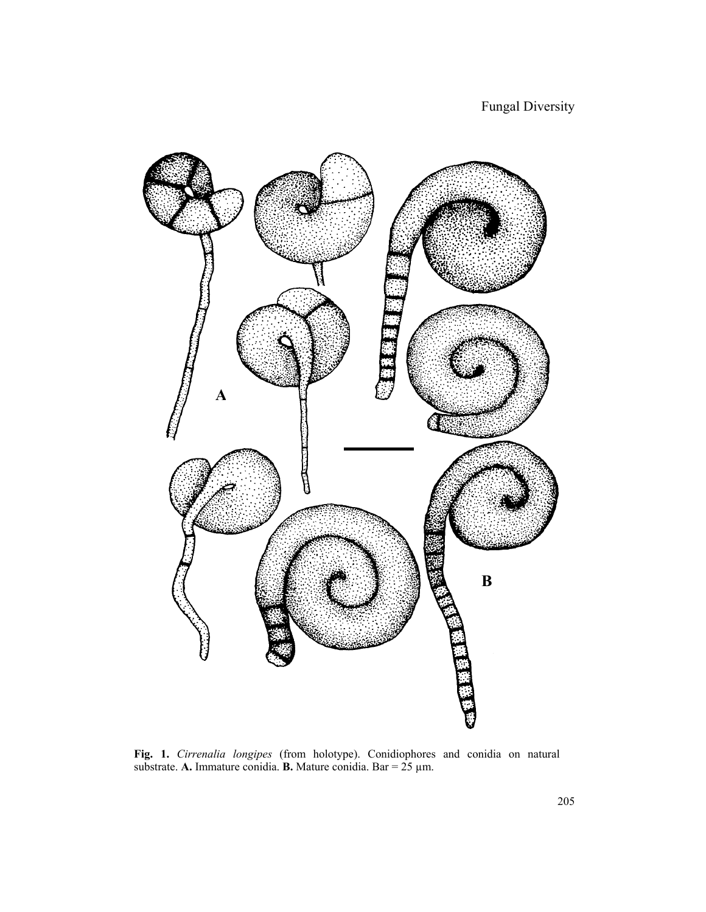**Fig. 1.** *Cirrenalia longipes* (from holotype). Conidiophores and conidia on natural substrate. **A.** Immature conidia. **B.** Mature conidia. Bar = 25 µm.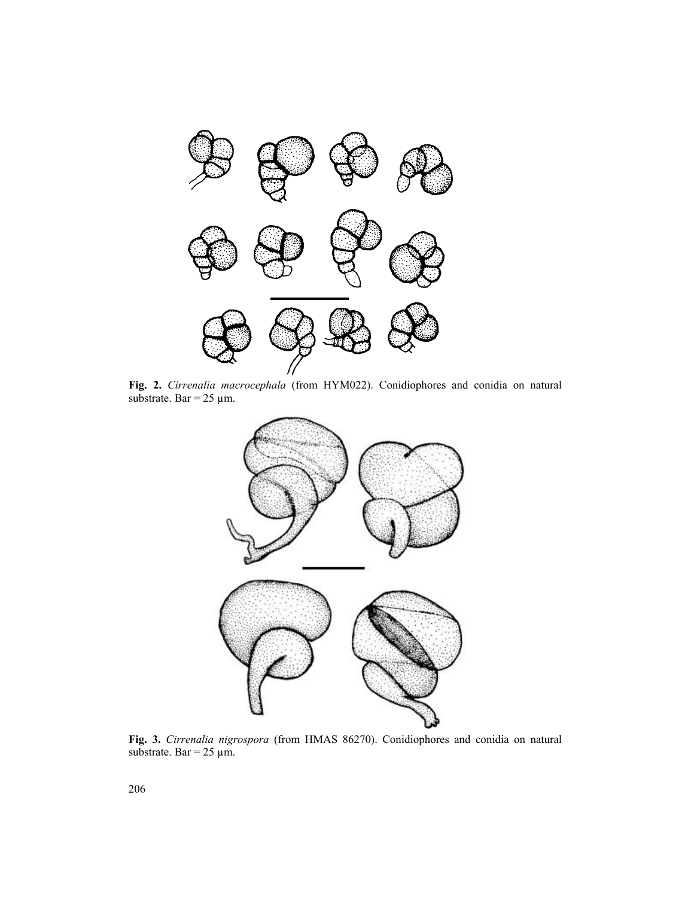**Fig. 2.** *Cirrenalia macrocephala* (from HYM022). Conidiophores and conidia on natural substrate. Bar = 25 µm.

**Fig. 3.** *Cirrenalia nigrospora* (from HMAS 86270). Conidiophores and conidia on natural substrate. Bar = 25 µm.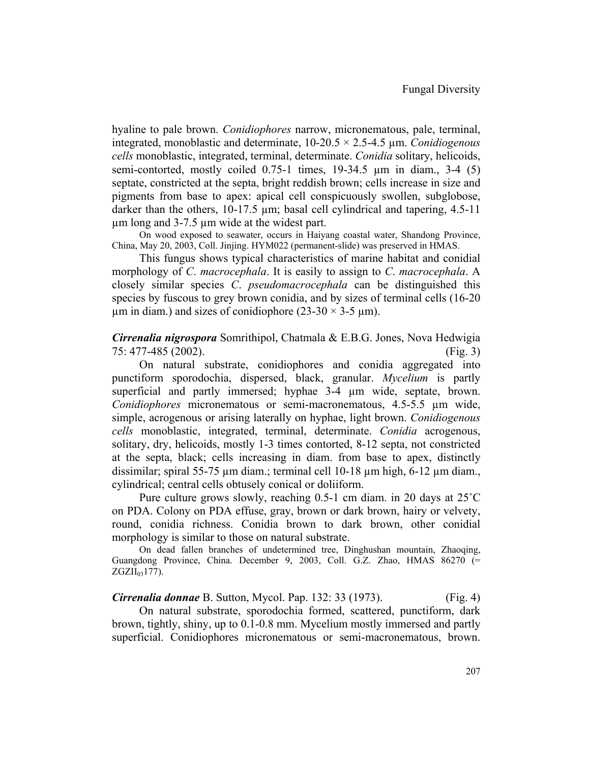hyaline to pale brown. *Conidiophores* narrow, micronematous, pale, terminal, integrated, monoblastic and determinate, 10-20.5 × 2.5-4.5 µm. *Conidiogenous cells* monoblastic, integrated, terminal, determinate. *Conidia* solitary, helicoids, semi-contorted, mostly coiled 0.75-1 times, 19-34.5 µm in diam., 3-4 (5) septate, constricted at the septa, bright reddish brown; cells increase in size and pigments from base to apex: apical cell conspicuously swollen, subglobose, darker than the others, 10-17.5 µm; basal cell cylindrical and tapering, 4.5-11 µm long and 3-7.5 µm wide at the widest part.

On wood exposed to seawater, occurs in Haiyang coastal water, Shandong Province, China, May 20, 2003, Coll. Jinjing. HYM022 (permanent-slide) was preserved in HMAS.

This fungus shows typical characteristics of marine habitat and conidial morphology of *C. macrocephala*. It is easily to assign to *C. macrocephala*. A closely similar species *C. pseudomacrocephala* can be distinguished this species by fuscous to grey brown conidia, and by sizes of terminal cells (16-20 µm in diam.) and sizes of conidiophore (23-30 × 3-5 µm).

***Cirrenalia nigrospora*** Somrithipol, Chatmala & E.B.G. Jones, Nova Hedwigia 75: 477-485 (2002). (Fig. 3)

On natural substrate, conidiophores and conidia aggregated into punctiform sporodochia, dispersed, black, granular. *Mycelium* is partly superficial and partly immersed; hyphae 3-4 µm wide, septate, brown. *Conidiophores* micronematous or semi-macronematous, 4.5-5.5 µm wide, simple, acrogenous or arising laterally on hyphae, light brown. *Conidiogenous cells* monoblastic, integrated, terminal, determinate. *Conidia* acrogenous, solitary, dry, helicoids, mostly 1-3 times contorted, 8-12 septa, not constricted at the septa, black; cells increasing in diam. from base to apex, distinctly dissimilar; spiral 55-75 µm diam.; terminal cell 10-18 µm high, 6-12 µm diam., cylindrical; central cells obtusely conical or doliiform.

Pure culture grows slowly, reaching 0.5-1 cm diam. in 20 days at 25˚C on PDA. Colony on PDA effuse, gray, brown or dark brown, hairy or velvety, round, conidia richness. Conidia brown to dark brown, other conidial morphology is similar to those on natural substrate.

On dead fallen branches of undetermined tree, Dinghushan mountain, Zhaoqing, Guangdong Province, China. December 9, 2003, Coll. G.Z. Zhao, HMAS 86270 (= $ZGZII_{03}177$).

***Cirrenalia donnae*** B. Sutton, Mycol. Pap. 132: 33 (1973). (Fig. 4)

On natural substrate, sporodochia formed, scattered, punctiform, dark brown, tightly, shiny, up to 0.1-0.8 mm. Mycelium mostly immersed and partly superficial. Conidiophores micronematous or semi-macronematous, brown.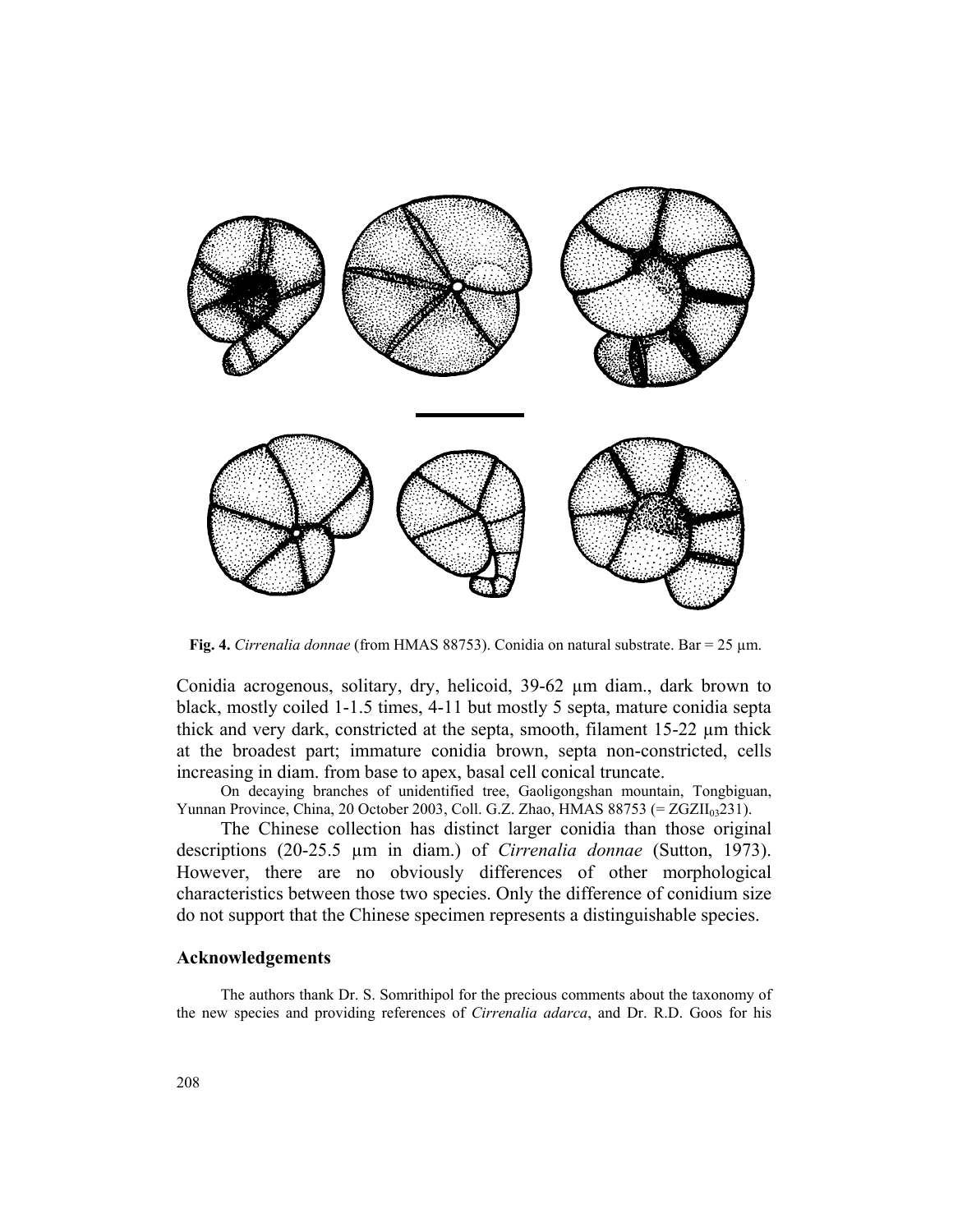**Fig. 4.** *Cirrenalia donnae* (from HMAS 88753). Conidia on natural substrate. Bar = 25 µm.

Conidia acrogenous, solitary, dry, helicoid, 39-62 µm diam., dark brown to black, mostly coiled 1-1.5 times, 4-11 but mostly 5 septa, mature conidia septa thick and very dark, constricted at the septa, smooth, filament 15-22 µm thick at the broadest part; immature conidia brown, septa non-constricted, cells increasing in diam. from base to apex, basal cell conical truncate.

On decaying branches of unidentified tree, Gaoligongshan mountain, Tongbiguan, Yunnan Province, China, 20 October 2003, Coll. G.Z. Zhao, HMAS 88753 (= $ZGZII_{03}231$).

The Chinese collection has distinct larger conidia than those original descriptions (20-25.5 µm in diam.) of *Cirrenalia donnae* (Sutton, 1973). However, there are no obviously differences of other morphological characteristics between those two species. Only the difference of conidium size do not support that the Chinese specimen represents a distinguishable species.

## Acknowledgements

The authors thank Dr. S. Somrithipol for the precious comments about the taxonomy of the new species and providing references of *Cirrenalia adarca*, and Dr. R.D. Goos for his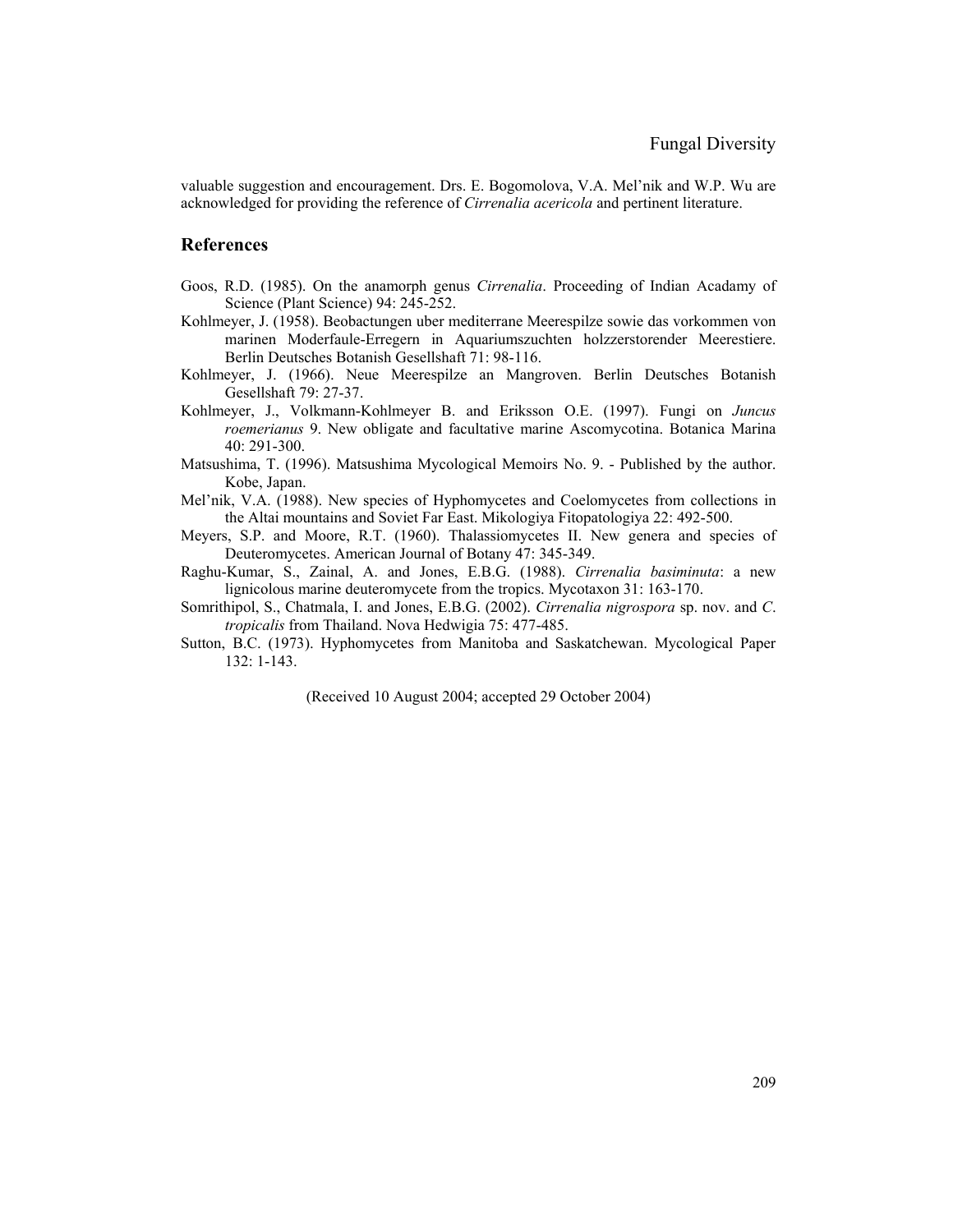valuable suggestion and encouragement. Drs. E. Bogomolova, V.A. Mel'nik and W.P. Wu are acknowledged for providing the reference of *Cirrenalia acericola* and pertinent literature.

## References

Goos, R.D. (1985). On the anamorph genus *Cirrenalia*. Proceeding of Indian Acadamy of Science (Plant Science) 94: 245-252.

Kohlmeyer, J. (1958). Beobactungen uber mediterrane Meerespilze sowie das vorkommen von marinen Moderfaule-Erregern in Aquariumszuchten holzzerstorender Meerestiere. Berlin Deutsches Botanish Gesellshaft 71: 98-116.

Kohlmeyer, J. (1966). Neue Meerespilze an Mangroven. Berlin Deutsches Botanish Gesellshaft 79: 27-37.

Kohlmeyer, J., Volkmann-Kohlmeyer B. and Eriksson O.E. (1997). Fungi on *Juncus roemerianus* 9. New obligate and facultative marine Ascomycotina. Botanica Marina 40: 291-300.

Matsushima, T. (1996). Matsushima Mycological Memoirs No. 9. - Published by the author. Kobe, Japan.

Mel'nik, V.A. (1988). New species of Hyphomycetes and Coelomycetes from collections in the Altai mountains and Soviet Far East. Mikologiya Fitopatologiya 22: 492-500.

Meyers, S.P. and Moore, R.T. (1960). Thalassiomycetes II. New genera and species of Deuteromycetes. American Journal of Botany 47: 345-349.

Raghu-Kumar, S., Zainal, A. and Jones, E.B.G. (1988). *Cirrenalia basiminuta*: a new lignicolous marine deuteromycete from the tropics. Mycotaxon 31: 163-170.

Somrithipol, S., Chatmala, I. and Jones, E.B.G. (2002). *Cirrenalia nigrospora* sp. nov. and *C. tropicalis* from Thailand. Nova Hedwigia 75: 477-485.

Sutton, B.C. (1973). Hyphomycetes from Manitoba and Saskatchewan. Mycological Paper 132: 1-143.

(Received 10 August 2004; accepted 29 October 2004)